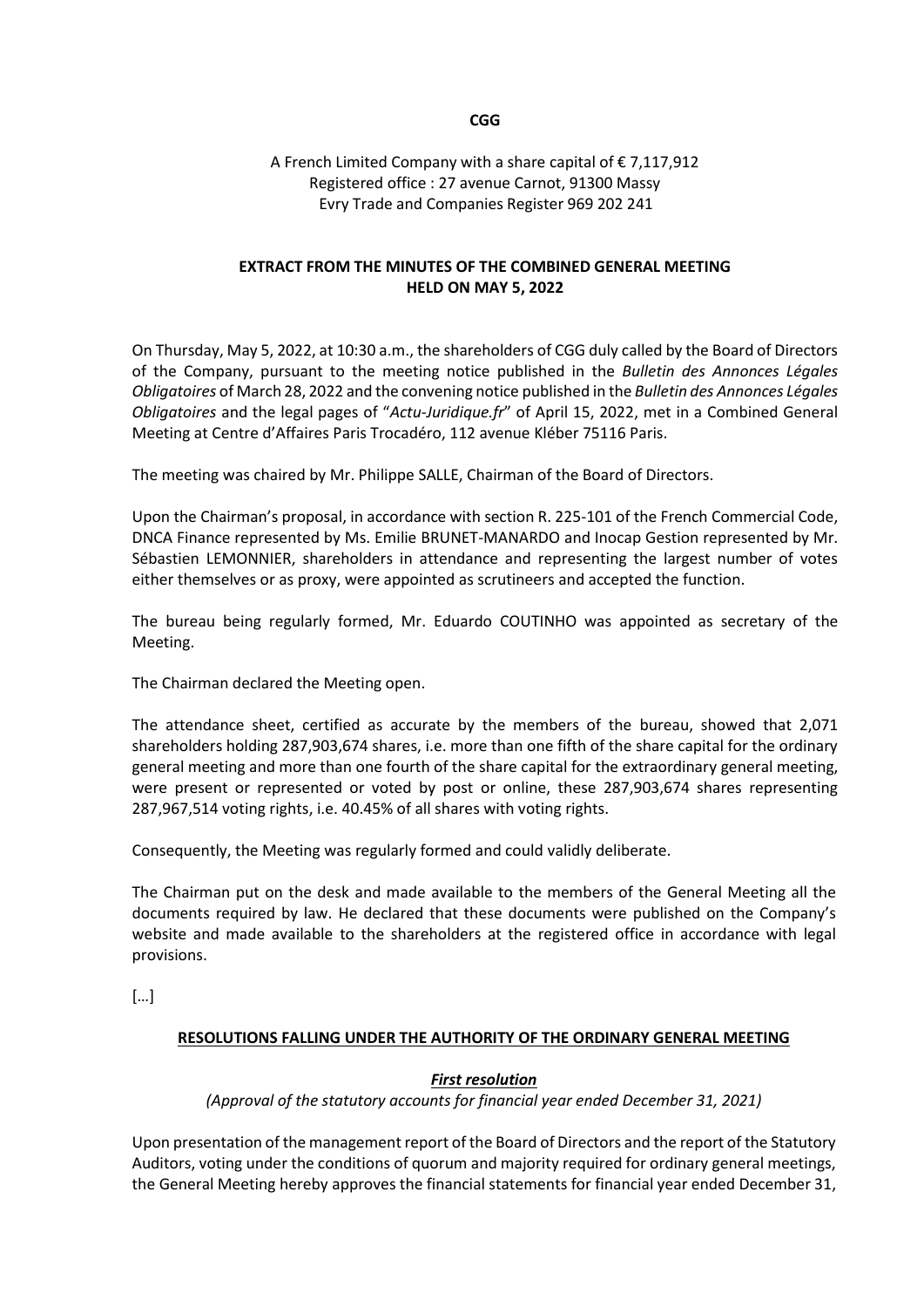**CGG**

A French Limited Company with a share capital of € 7,117,912
Registered office : 27 avenue Carnot, 91300 Massy
Evry Trade and Companies Register 969 202 241

## EXTRACT FROM THE MINUTES OF THE COMBINED GENERAL MEETING HELD ON MAY 5, 2022

On Thursday, May 5, 2022, at 10:30 a.m., the shareholders of CGG duly called by the Board of Directors of the Company, pursuant to the meeting notice published in the *Bulletin des Annonces Légales Obligatoires* of March 28, 2022 and the convening notice published in the *Bulletin des Annonces Légales Obligatoires* and the legal pages of "*Actu-Juridique.fr*" of April 15, 2022, met in a Combined General Meeting at Centre d'Affaires Paris Trocadéro, 112 avenue Kléber 75116 Paris.

The meeting was chaired by Mr. Philippe SALLE, Chairman of the Board of Directors.

Upon the Chairman's proposal, in accordance with section R. 225-101 of the French Commercial Code, DNCA Finance represented by Ms. Emilie BRUNET-MANARDO and Inocap Gestion represented by Mr. Sébastien LEMONNIER, shareholders in attendance and representing the largest number of votes either themselves or as proxy, were appointed as scrutineers and accepted the function.

The bureau being regularly formed, Mr. Eduardo COUTINHO was appointed as secretary of the Meeting.

The Chairman declared the Meeting open.

The attendance sheet, certified as accurate by the members of the bureau, showed that 2,071 shareholders holding 287,903,674 shares, i.e. more than one fifth of the share capital for the ordinary general meeting and more than one fourth of the share capital for the extraordinary general meeting, were present or represented or voted by post or online, these 287,903,674 shares representing 287,967,514 voting rights, i.e. 40.45% of all shares with voting rights.

Consequently, the Meeting was regularly formed and could validly deliberate.

The Chairman put on the desk and made available to the members of the General Meeting all the documents required by law. He declared that these documents were published on the Company's website and made available to the shareholders at the registered office in accordance with legal provisions.

[…]

### RESOLUTIONS FALLING UNDER THE AUTHORITY OF THE ORDINARY GENERAL MEETING

#### *First resolution*

*(Approval of the statutory accounts for financial year ended December 31, 2021)*

Upon presentation of the management report of the Board of Directors and the report of the Statutory Auditors, voting under the conditions of quorum and majority required for ordinary general meetings, the General Meeting hereby approves the financial statements for financial year ended December 31,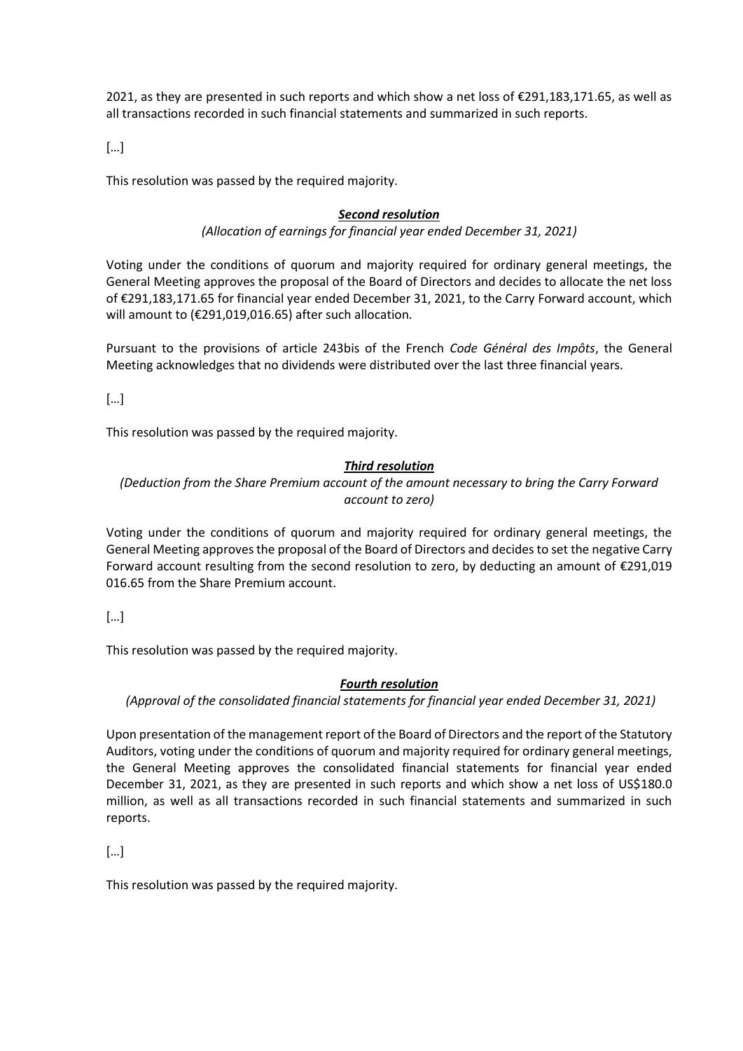2021, as they are presented in such reports and which show a net loss of €291,183,171.65, as well as all transactions recorded in such financial statements and summarized in such reports.

[…]

This resolution was passed by the required majority.

### ***Second resolution***

*(Allocation of earnings for financial year ended December 31, 2021)*

Voting under the conditions of quorum and majority required for ordinary general meetings, the General Meeting approves the proposal of the Board of Directors and decides to allocate the net loss of €291,183,171.65 for financial year ended December 31, 2021, to the Carry Forward account, which will amount to (€291,019,016.65) after such allocation.

Pursuant to the provisions of article 243bis of the French *Code Général des Impôts*, the General Meeting acknowledges that no dividends were distributed over the last three financial years.

[…]

This resolution was passed by the required majority.

### ***Third resolution***

*(Deduction from the Share Premium account of the amount necessary to bring the Carry Forward account to zero)*

Voting under the conditions of quorum and majority required for ordinary general meetings, the General Meeting approves the proposal of the Board of Directors and decides to set the negative Carry Forward account resulting from the second resolution to zero, by deducting an amount of €291,019 016.65 from the Share Premium account.

[…]

This resolution was passed by the required majority.

### ***Fourth resolution***

*(Approval of the consolidated financial statements for financial year ended December 31, 2021)*

Upon presentation of the management report of the Board of Directors and the report of the Statutory Auditors, voting under the conditions of quorum and majority required for ordinary general meetings, the General Meeting approves the consolidated financial statements for financial year ended December 31, 2021, as they are presented in such reports and which show a net loss of US$180.0 million, as well as all transactions recorded in such financial statements and summarized in such reports.

[…]

This resolution was passed by the required majority.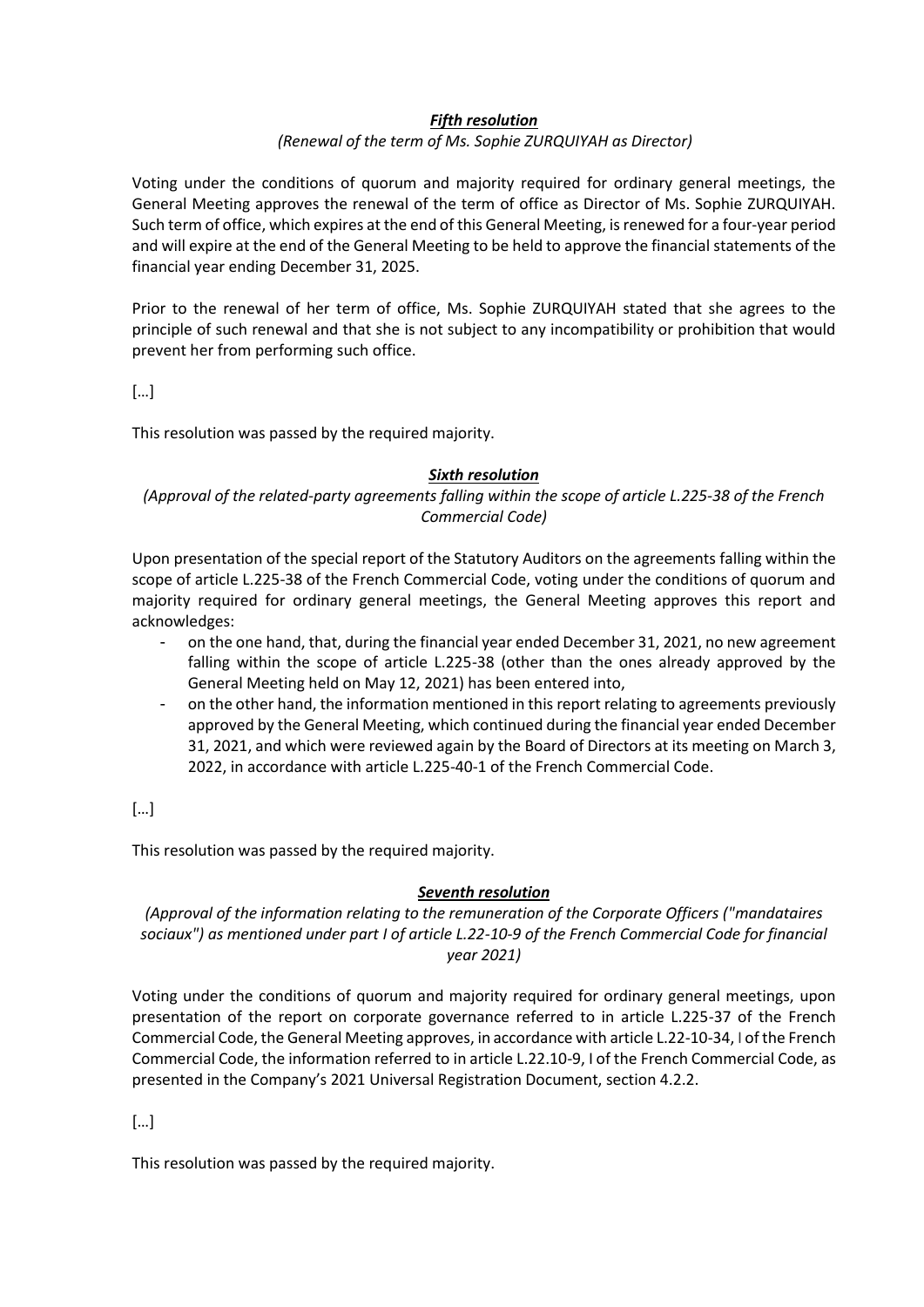***Fifth resolution***

*(Renewal of the term of Ms. Sophie ZURQUIYAH as Director)*

Voting under the conditions of quorum and majority required for ordinary general meetings, the General Meeting approves the renewal of the term of office as Director of Ms. Sophie ZURQUIYAH. Such term of office, which expires at the end of this General Meeting, is renewed for a four-year period and will expire at the end of the General Meeting to be held to approve the financial statements of the financial year ending December 31, 2025.

Prior to the renewal of her term of office, Ms. Sophie ZURQUIYAH stated that she agrees to the principle of such renewal and that she is not subject to any incompatibility or prohibition that would prevent her from performing such office.

[…]

This resolution was passed by the required majority.

***Sixth resolution***

*(Approval of the related-party agreements falling within the scope of article L.225-38 of the French Commercial Code)*

Upon presentation of the special report of the Statutory Auditors on the agreements falling within the scope of article L.225-38 of the French Commercial Code, voting under the conditions of quorum and majority required for ordinary general meetings, the General Meeting approves this report and acknowledges:

- on the one hand, that, during the financial year ended December 31, 2021, no new agreement falling within the scope of article L.225-38 (other than the ones already approved by the General Meeting held on May 12, 2021) has been entered into,
- on the other hand, the information mentioned in this report relating to agreements previously approved by the General Meeting, which continued during the financial year ended December 31, 2021, and which were reviewed again by the Board of Directors at its meeting on March 3, 2022, in accordance with article L.225-40-1 of the French Commercial Code.

[…]

This resolution was passed by the required majority.

***Seventh resolution***

*(Approval of the information relating to the remuneration of the Corporate Officers ("mandataires sociaux") as mentioned under part I of article L.22-10-9 of the French Commercial Code for financial year 2021)*

Voting under the conditions of quorum and majority required for ordinary general meetings, upon presentation of the report on corporate governance referred to in article L.225-37 of the French Commercial Code, the General Meeting approves, in accordance with article L.22-10-34, I of the French Commercial Code, the information referred to in article L.22.10-9, I of the French Commercial Code, as presented in the Company's 2021 Universal Registration Document, section 4.2.2.

[…]

This resolution was passed by the required majority.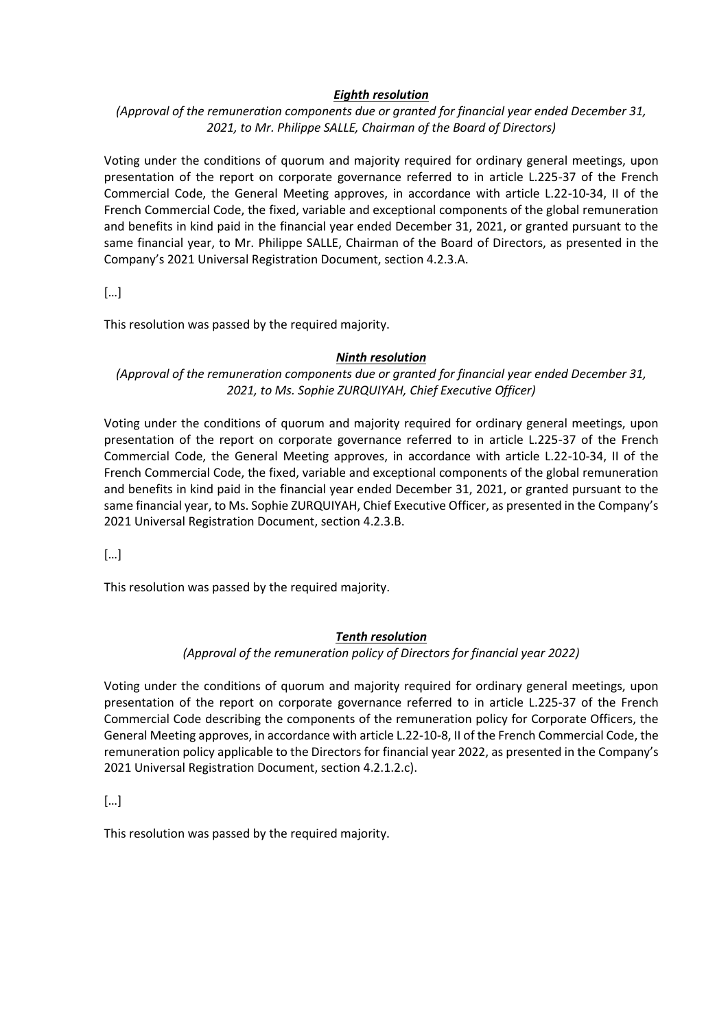***Eighth resolution***

*(Approval of the remuneration components due or granted for financial year ended December 31, 2021, to Mr. Philippe SALLE, Chairman of the Board of Directors)*

Voting under the conditions of quorum and majority required for ordinary general meetings, upon presentation of the report on corporate governance referred to in article L.225-37 of the French Commercial Code, the General Meeting approves, in accordance with article L.22-10-34, II of the French Commercial Code, the fixed, variable and exceptional components of the global remuneration and benefits in kind paid in the financial year ended December 31, 2021, or granted pursuant to the same financial year, to Mr. Philippe SALLE, Chairman of the Board of Directors, as presented in the Company's 2021 Universal Registration Document, section 4.2.3.A.

[…]

This resolution was passed by the required majority.

***Ninth resolution***

*(Approval of the remuneration components due or granted for financial year ended December 31, 2021, to Ms. Sophie ZURQUIYAH, Chief Executive Officer)*

Voting under the conditions of quorum and majority required for ordinary general meetings, upon presentation of the report on corporate governance referred to in article L.225-37 of the French Commercial Code, the General Meeting approves, in accordance with article L.22-10-34, II of the French Commercial Code, the fixed, variable and exceptional components of the global remuneration and benefits in kind paid in the financial year ended December 31, 2021, or granted pursuant to the same financial year, to Ms. Sophie ZURQUIYAH, Chief Executive Officer, as presented in the Company's 2021 Universal Registration Document, section 4.2.3.B.

[…]

This resolution was passed by the required majority.

***Tenth resolution***

*(Approval of the remuneration policy of Directors for financial year 2022)*

Voting under the conditions of quorum and majority required for ordinary general meetings, upon presentation of the report on corporate governance referred to in article L.225-37 of the French Commercial Code describing the components of the remuneration policy for Corporate Officers, the General Meeting approves, in accordance with article L.22-10-8, II of the French Commercial Code, the remuneration policy applicable to the Directors for financial year 2022, as presented in the Company's 2021 Universal Registration Document, section 4.2.1.2.c).

[…]

This resolution was passed by the required majority.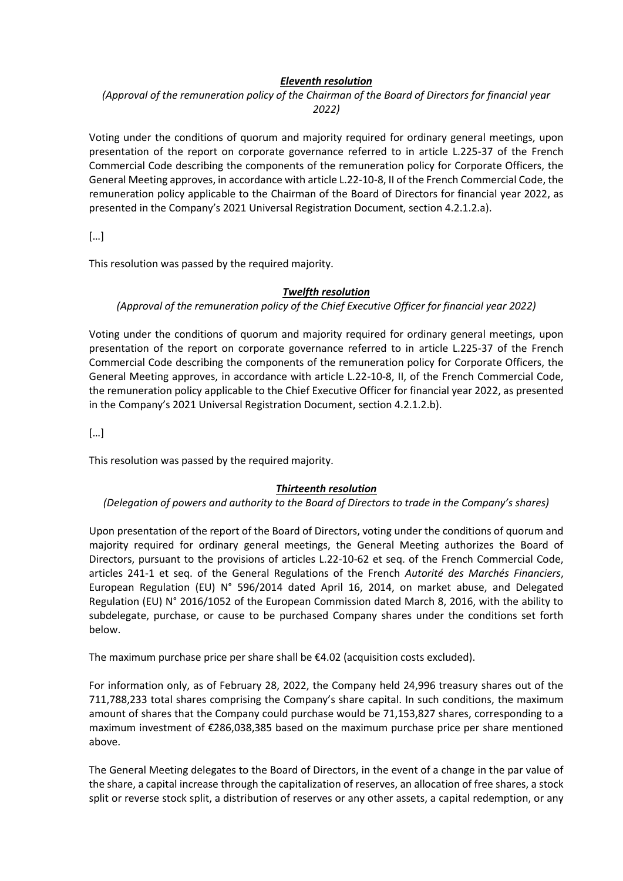***Eleventh resolution***

*(Approval of the remuneration policy of the Chairman of the Board of Directors for financial year 2022)*

Voting under the conditions of quorum and majority required for ordinary general meetings, upon presentation of the report on corporate governance referred to in article L.225-37 of the French Commercial Code describing the components of the remuneration policy for Corporate Officers, the General Meeting approves, in accordance with article L.22-10-8, II of the French Commercial Code, the remuneration policy applicable to the Chairman of the Board of Directors for financial year 2022, as presented in the Company's 2021 Universal Registration Document, section 4.2.1.2.a).

[…]

This resolution was passed by the required majority.

***Twelfth resolution***

*(Approval of the remuneration policy of the Chief Executive Officer for financial year 2022)*

Voting under the conditions of quorum and majority required for ordinary general meetings, upon presentation of the report on corporate governance referred to in article L.225-37 of the French Commercial Code describing the components of the remuneration policy for Corporate Officers, the General Meeting approves, in accordance with article L.22-10-8, II, of the French Commercial Code, the remuneration policy applicable to the Chief Executive Officer for financial year 2022, as presented in the Company's 2021 Universal Registration Document, section 4.2.1.2.b).

[…]

This resolution was passed by the required majority.

***Thirteenth resolution***

*(Delegation of powers and authority to the Board of Directors to trade in the Company's shares)*

Upon presentation of the report of the Board of Directors, voting under the conditions of quorum and majority required for ordinary general meetings, the General Meeting authorizes the Board of Directors, pursuant to the provisions of articles L.22-10-62 et seq. of the French Commercial Code, articles 241-1 et seq. of the General Regulations of the French *Autorité des Marchés Financiers*, European Regulation (EU) N° 596/2014 dated April 16, 2014, on market abuse, and Delegated Regulation (EU) N° 2016/1052 of the European Commission dated March 8, 2016, with the ability to subdelegate, purchase, or cause to be purchased Company shares under the conditions set forth below.

The maximum purchase price per share shall be €4.02 (acquisition costs excluded).

For information only, as of February 28, 2022, the Company held 24,996 treasury shares out of the 711,788,233 total shares comprising the Company's share capital. In such conditions, the maximum amount of shares that the Company could purchase would be 71,153,827 shares, corresponding to a maximum investment of €286,038,385 based on the maximum purchase price per share mentioned above.

The General Meeting delegates to the Board of Directors, in the event of a change in the par value of the share, a capital increase through the capitalization of reserves, an allocation of free shares, a stock split or reverse stock split, a distribution of reserves or any other assets, a capital redemption, or any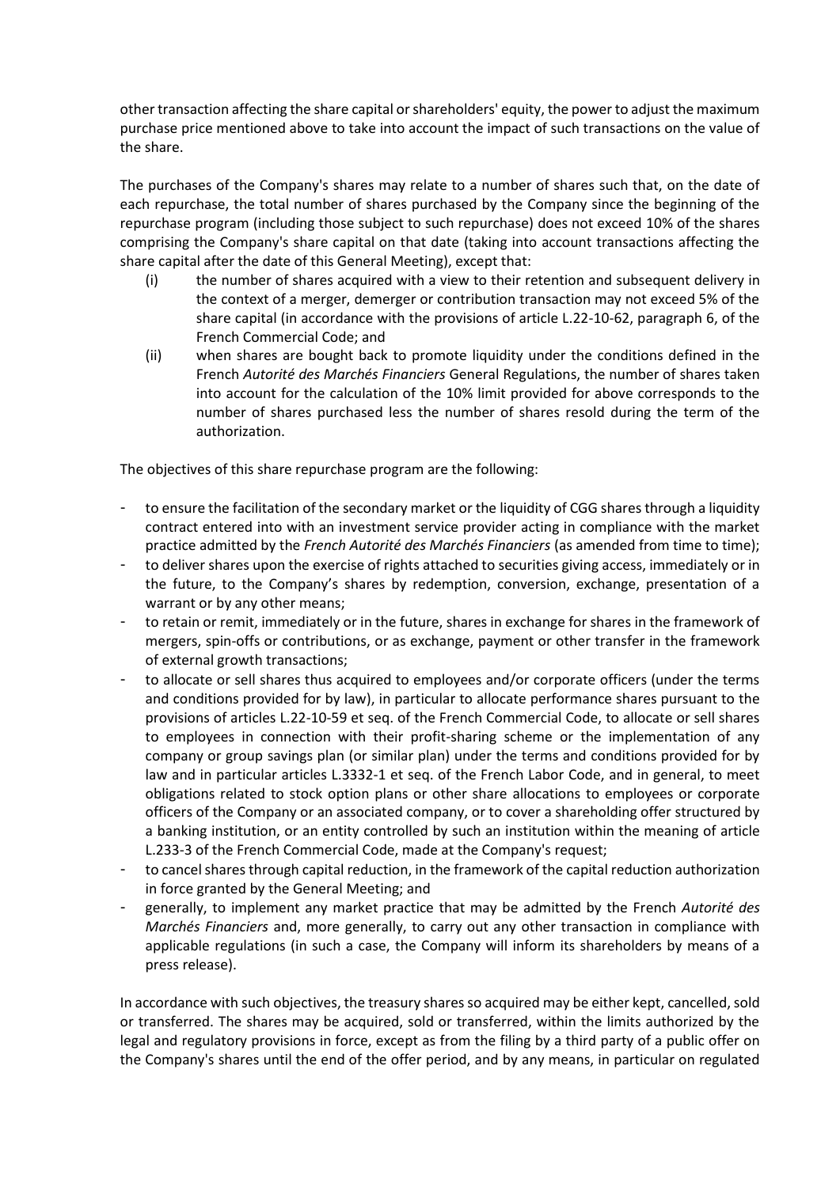other transaction affecting the share capital or shareholders' equity, the power to adjust the maximum purchase price mentioned above to take into account the impact of such transactions on the value of the share.

The purchases of the Company's shares may relate to a number of shares such that, on the date of each repurchase, the total number of shares purchased by the Company since the beginning of the repurchase program (including those subject to such repurchase) does not exceed 10% of the shares comprising the Company's share capital on that date (taking into account transactions affecting the share capital after the date of this General Meeting), except that:

(i) the number of shares acquired with a view to their retention and subsequent delivery in the context of a merger, demerger or contribution transaction may not exceed 5% of the share capital (in accordance with the provisions of article L.22-10-62, paragraph 6, of the French Commercial Code; and

(ii) when shares are bought back to promote liquidity under the conditions defined in the French *Autorité des Marchés Financiers* General Regulations, the number of shares taken into account for the calculation of the 10% limit provided for above corresponds to the number of shares purchased less the number of shares resold during the term of the authorization.

The objectives of this share repurchase program are the following:

- to ensure the facilitation of the secondary market or the liquidity of CGG shares through a liquidity contract entered into with an investment service provider acting in compliance with the market practice admitted by the *French Autorité des Marchés Financiers* (as amended from time to time);
- to deliver shares upon the exercise of rights attached to securities giving access, immediately or in the future, to the Company's shares by redemption, conversion, exchange, presentation of a warrant or by any other means;
- to retain or remit, immediately or in the future, shares in exchange for shares in the framework of mergers, spin-offs or contributions, or as exchange, payment or other transfer in the framework of external growth transactions;
- to allocate or sell shares thus acquired to employees and/or corporate officers (under the terms and conditions provided for by law), in particular to allocate performance shares pursuant to the provisions of articles L.22-10-59 et seq. of the French Commercial Code, to allocate or sell shares to employees in connection with their profit-sharing scheme or the implementation of any company or group savings plan (or similar plan) under the terms and conditions provided for by law and in particular articles L.3332-1 et seq. of the French Labor Code, and in general, to meet obligations related to stock option plans or other share allocations to employees or corporate officers of the Company or an associated company, or to cover a shareholding offer structured by a banking institution, or an entity controlled by such an institution within the meaning of article L.233-3 of the French Commercial Code, made at the Company's request;
- to cancel shares through capital reduction, in the framework of the capital reduction authorization in force granted by the General Meeting; and
- generally, to implement any market practice that may be admitted by the French *Autorité des Marchés Financiers* and, more generally, to carry out any other transaction in compliance with applicable regulations (in such a case, the Company will inform its shareholders by means of a press release).

In accordance with such objectives, the treasury shares so acquired may be either kept, cancelled, sold or transferred. The shares may be acquired, sold or transferred, within the limits authorized by the legal and regulatory provisions in force, except as from the filing by a third party of a public offer on the Company's shares until the end of the offer period, and by any means, in particular on regulated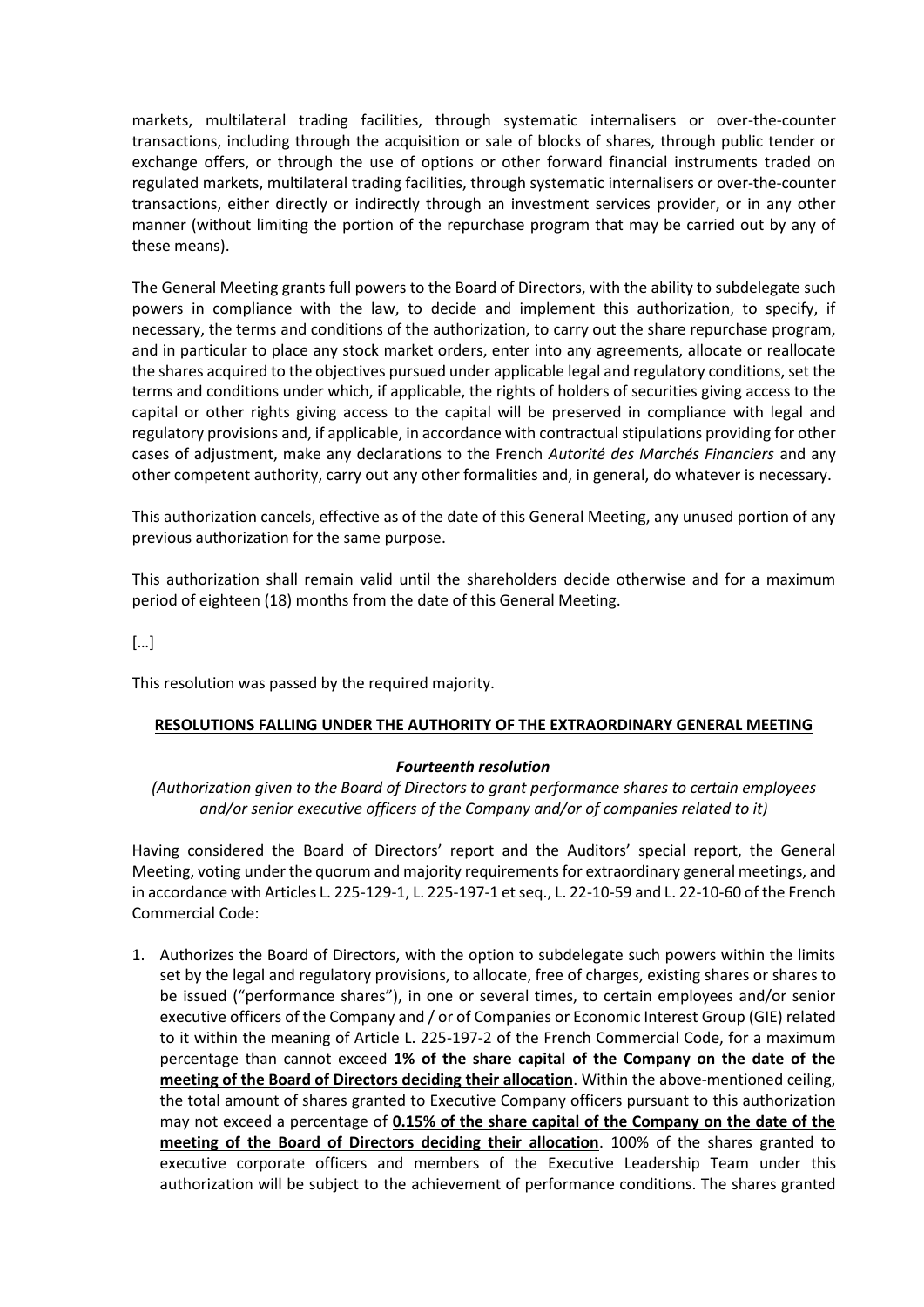markets, multilateral trading facilities, through systematic internalisers or over-the-counter transactions, including through the acquisition or sale of blocks of shares, through public tender or exchange offers, or through the use of options or other forward financial instruments traded on regulated markets, multilateral trading facilities, through systematic internalisers or over-the-counter transactions, either directly or indirectly through an investment services provider, or in any other manner (without limiting the portion of the repurchase program that may be carried out by any of these means).

The General Meeting grants full powers to the Board of Directors, with the ability to subdelegate such powers in compliance with the law, to decide and implement this authorization, to specify, if necessary, the terms and conditions of the authorization, to carry out the share repurchase program, and in particular to place any stock market orders, enter into any agreements, allocate or reallocate the shares acquired to the objectives pursued under applicable legal and regulatory conditions, set the terms and conditions under which, if applicable, the rights of holders of securities giving access to the capital or other rights giving access to the capital will be preserved in compliance with legal and regulatory provisions and, if applicable, in accordance with contractual stipulations providing for other cases of adjustment, make any declarations to the French *Autorité des Marchés Financiers* and any other competent authority, carry out any other formalities and, in general, do whatever is necessary.

This authorization cancels, effective as of the date of this General Meeting, any unused portion of any previous authorization for the same purpose.

This authorization shall remain valid until the shareholders decide otherwise and for a maximum period of eighteen (18) months from the date of this General Meeting.

[…]

This resolution was passed by the required majority.

**RESOLUTIONS FALLING UNDER THE AUTHORITY OF THE EXTRAORDINARY GENERAL MEETING**

***Fourteenth resolution***

*(Authorization given to the Board of Directors to grant performance shares to certain employees and/or senior executive officers of the Company and/or of companies related to it)*

Having considered the Board of Directors' report and the Auditors' special report, the General Meeting, voting under the quorum and majority requirements for extraordinary general meetings, and in accordance with Articles L. 225-129-1, L. 225-197-1 et seq., L. 22-10-59 and L. 22-10-60 of the French Commercial Code:

1. Authorizes the Board of Directors, with the option to subdelegate such powers within the limits set by the legal and regulatory provisions, to allocate, free of charges, existing shares or shares to be issued ("performance shares"), in one or several times, to certain employees and/or senior executive officers of the Company and / or of Companies or Economic Interest Group (GIE) related to it within the meaning of Article L. 225-197-2 of the French Commercial Code, for a maximum percentage than cannot exceed **1% of the share capital of the Company on the date of the meeting of the Board of Directors deciding their allocation**. Within the above-mentioned ceiling, the total amount of shares granted to Executive Company officers pursuant to this authorization may not exceed a percentage of **0.15% of the share capital of the Company on the date of the meeting of the Board of Directors deciding their allocation**. 100% of the shares granted to executive corporate officers and members of the Executive Leadership Team under this authorization will be subject to the achievement of performance conditions. The shares granted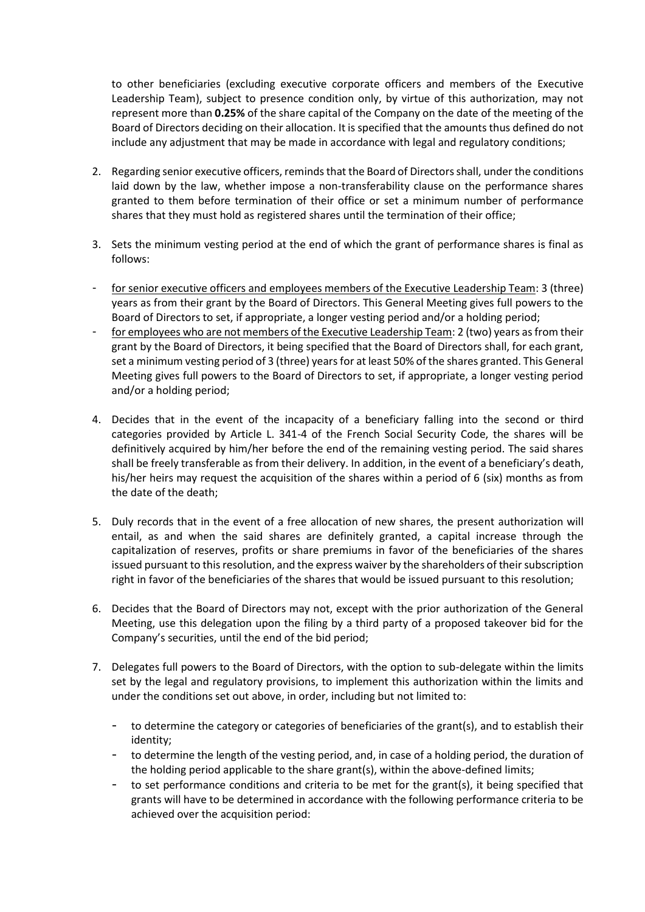to other beneficiaries (excluding executive corporate officers and members of the Executive Leadership Team), subject to presence condition only, by virtue of this authorization, may not represent more than **0.25%** of the share capital of the Company on the date of the meeting of the Board of Directors deciding on their allocation. It is specified that the amounts thus defined do not include any adjustment that may be made in accordance with legal and regulatory conditions;

2. Regarding senior executive officers, reminds that the Board of Directors shall, under the conditions laid down by the law, whether impose a non-transferability clause on the performance shares granted to them before termination of their office or set a minimum number of performance shares that they must hold as registered shares until the termination of their office;

3. Sets the minimum vesting period at the end of which the grant of performance shares is final as follows:

- for senior executive officers and employees members of the Executive Leadership Team: 3 (three) years as from their grant by the Board of Directors. This General Meeting gives full powers to the Board of Directors to set, if appropriate, a longer vesting period and/or a holding period;
- for employees who are not members of the Executive Leadership Team: 2 (two) years as from their grant by the Board of Directors, it being specified that the Board of Directors shall, for each grant, set a minimum vesting period of 3 (three) years for at least 50% of the shares granted. This General Meeting gives full powers to the Board of Directors to set, if appropriate, a longer vesting period and/or a holding period;

4. Decides that in the event of the incapacity of a beneficiary falling into the second or third categories provided by Article L. 341-4 of the French Social Security Code, the shares will be definitively acquired by him/her before the end of the remaining vesting period. The said shares shall be freely transferable as from their delivery. In addition, in the event of a beneficiary's death, his/her heirs may request the acquisition of the shares within a period of 6 (six) months as from the date of the death;

5. Duly records that in the event of a free allocation of new shares, the present authorization will entail, as and when the said shares are definitely granted, a capital increase through the capitalization of reserves, profits or share premiums in favor of the beneficiaries of the shares issued pursuant to this resolution, and the express waiver by the shareholders of their subscription right in favor of the beneficiaries of the shares that would be issued pursuant to this resolution;

6. Decides that the Board of Directors may not, except with the prior authorization of the General Meeting, use this delegation upon the filing by a third party of a proposed takeover bid for the Company's securities, until the end of the bid period;

7. Delegates full powers to the Board of Directors, with the option to sub-delegate within the limits set by the legal and regulatory provisions, to implement this authorization within the limits and under the conditions set out above, in order, including but not limited to:

   - to determine the category or categories of beneficiaries of the grant(s), and to establish their identity;
   - to determine the length of the vesting period, and, in case of a holding period, the duration of the holding period applicable to the share grant(s), within the above-defined limits;
   - to set performance conditions and criteria to be met for the grant(s), it being specified that grants will have to be determined in accordance with the following performance criteria to be achieved over the acquisition period: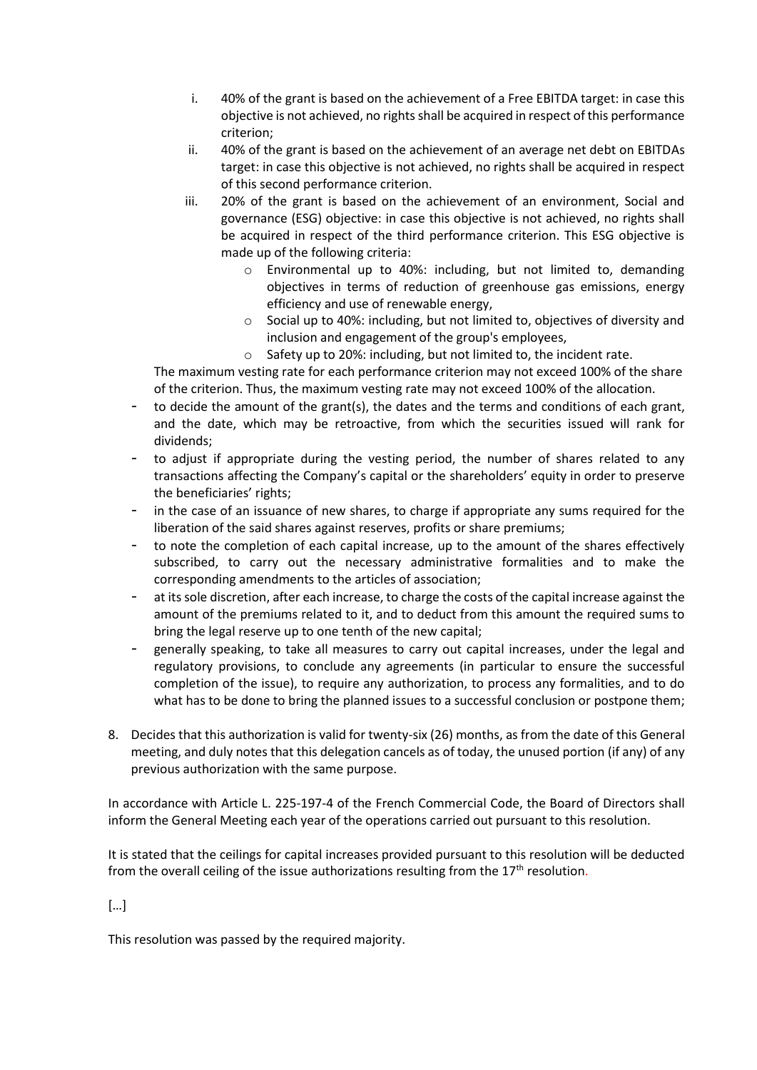i. 40% of the grant is based on the achievement of a Free EBITDA target: in case this objective is not achieved, no rights shall be acquired in respect of this performance criterion;

ii. 40% of the grant is based on the achievement of an average net debt on EBITDAs target: in case this objective is not achieved, no rights shall be acquired in respect of this second performance criterion.

iii. 20% of the grant is based on the achievement of an environment, Social and governance (ESG) objective: in case this objective is not achieved, no rights shall be acquired in respect of the third performance criterion. This ESG objective is made up of the following criteria:
   - Environmental up to 40%: including, but not limited to, demanding objectives in terms of reduction of greenhouse gas emissions, energy efficiency and use of renewable energy,
   - Social up to 40%: including, but not limited to, objectives of diversity and inclusion and engagement of the group's employees,
   - Safety up to 20%: including, but not limited to, the incident rate.

The maximum vesting rate for each performance criterion may not exceed 100% of the share of the criterion. Thus, the maximum vesting rate may not exceed 100% of the allocation.

- to decide the amount of the grant(s), the dates and the terms and conditions of each grant, and the date, which may be retroactive, from which the securities issued will rank for dividends;
- to adjust if appropriate during the vesting period, the number of shares related to any transactions affecting the Company's capital or the shareholders' equity in order to preserve the beneficiaries' rights;
- in the case of an issuance of new shares, to charge if appropriate any sums required for the liberation of the said shares against reserves, profits or share premiums;
- to note the completion of each capital increase, up to the amount of the shares effectively subscribed, to carry out the necessary administrative formalities and to make the corresponding amendments to the articles of association;
- at its sole discretion, after each increase, to charge the costs of the capital increase against the amount of the premiums related to it, and to deduct from this amount the required sums to bring the legal reserve up to one tenth of the new capital;
- generally speaking, to take all measures to carry out capital increases, under the legal and regulatory provisions, to conclude any agreements (in particular to ensure the successful completion of the issue), to require any authorization, to process any formalities, and to do what has to be done to bring the planned issues to a successful conclusion or postpone them;

8. Decides that this authorization is valid for twenty-six (26) months, as from the date of this General meeting, and duly notes that this delegation cancels as of today, the unused portion (if any) of any previous authorization with the same purpose.

In accordance with Article L. 225-197-4 of the French Commercial Code, the Board of Directors shall inform the General Meeting each year of the operations carried out pursuant to this resolution.

It is stated that the ceilings for capital increases provided pursuant to this resolution will be deducted from the overall ceiling of the issue authorizations resulting from the 17th resolution.

[…]

This resolution was passed by the required majority.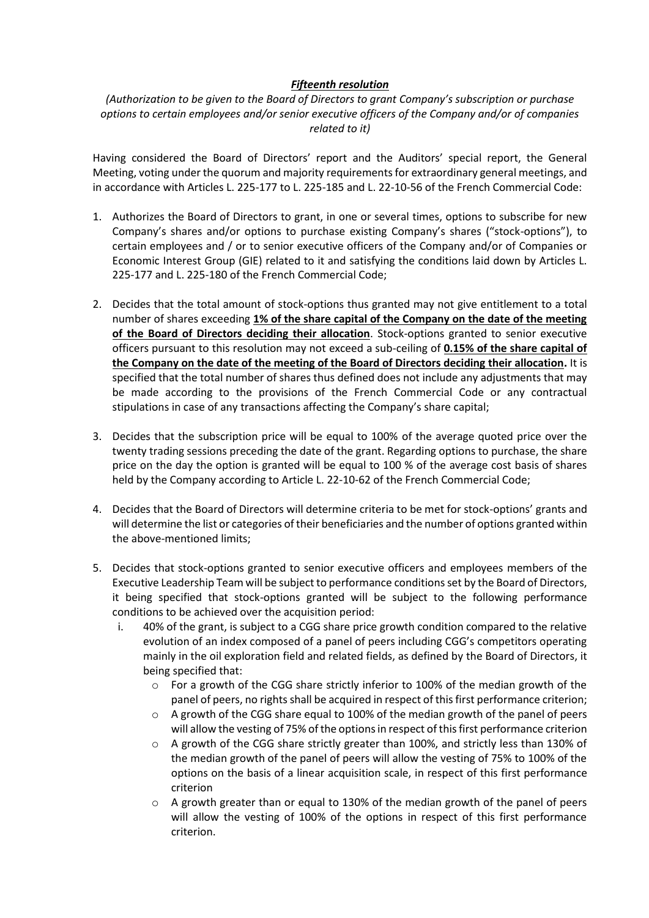***Fifteenth resolution***

*(Authorization to be given to the Board of Directors to grant Company's subscription or purchase options to certain employees and/or senior executive officers of the Company and/or of companies related to it)*

Having considered the Board of Directors' report and the Auditors' special report, the General Meeting, voting under the quorum and majority requirements for extraordinary general meetings, and in accordance with Articles L. 225-177 to L. 225-185 and L. 22-10-56 of the French Commercial Code:

1. Authorizes the Board of Directors to grant, in one or several times, options to subscribe for new Company's shares and/or options to purchase existing Company's shares ("stock-options"), to certain employees and / or to senior executive officers of the Company and/or of Companies or Economic Interest Group (GIE) related to it and satisfying the conditions laid down by Articles L. 225-177 and L. 225-180 of the French Commercial Code;

2. Decides that the total amount of stock-options thus granted may not give entitlement to a total number of shares exceeding **1% of the share capital of the Company on the date of the meeting of the Board of Directors deciding their allocation**. Stock-options granted to senior executive officers pursuant to this resolution may not exceed a sub-ceiling of **0.15% of the share capital of the Company on the date of the meeting of the Board of Directors deciding their allocation.** It is specified that the total number of shares thus defined does not include any adjustments that may be made according to the provisions of the French Commercial Code or any contractual stipulations in case of any transactions affecting the Company's share capital;

3. Decides that the subscription price will be equal to 100% of the average quoted price over the twenty trading sessions preceding the date of the grant. Regarding options to purchase, the share price on the day the option is granted will be equal to 100 % of the average cost basis of shares held by the Company according to Article L. 22-10-62 of the French Commercial Code;

4. Decides that the Board of Directors will determine criteria to be met for stock-options' grants and will determine the list or categories of their beneficiaries and the number of options granted within the above-mentioned limits;

5. Decides that stock-options granted to senior executive officers and employees members of the Executive Leadership Team will be subject to performance conditions set by the Board of Directors, it being specified that stock-options granted will be subject to the following performance conditions to be achieved over the acquisition period:
   i. 40% of the grant, is subject to a CGG share price growth condition compared to the relative evolution of an index composed of a panel of peers including CGG's competitors operating mainly in the oil exploration field and related fields, as defined by the Board of Directors, it being specified that:
      - For a growth of the CGG share strictly inferior to 100% of the median growth of the panel of peers, no rights shall be acquired in respect of this first performance criterion;
      - A growth of the CGG share equal to 100% of the median growth of the panel of peers will allow the vesting of 75% of the options in respect of this first performance criterion
      - A growth of the CGG share strictly greater than 100%, and strictly less than 130% of the median growth of the panel of peers will allow the vesting of 75% to 100% of the options on the basis of a linear acquisition scale, in respect of this first performance criterion
      - A growth greater than or equal to 130% of the median growth of the panel of peers will allow the vesting of 100% of the options in respect of this first performance criterion.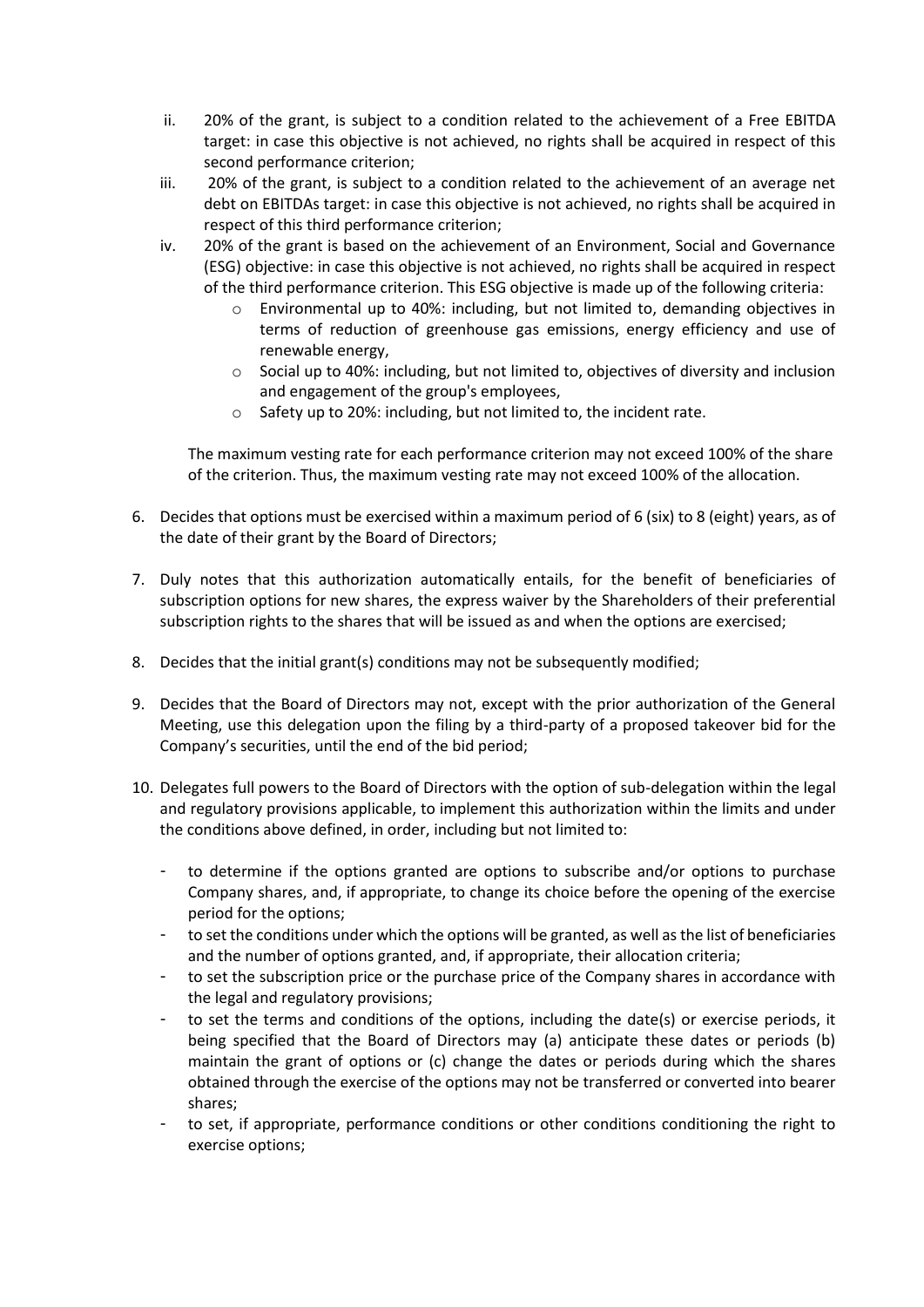ii. 20% of the grant, is subject to a condition related to the achievement of a Free EBITDA target: in case this objective is not achieved, no rights shall be acquired in respect of this second performance criterion;

iii. 20% of the grant, is subject to a condition related to the achievement of an average net debt on EBITDAs target: in case this objective is not achieved, no rights shall be acquired in respect of this third performance criterion;

iv. 20% of the grant is based on the achievement of an Environment, Social and Governance (ESG) objective: in case this objective is not achieved, no rights shall be acquired in respect of the third performance criterion. This ESG objective is made up of the following criteria:
   - Environmental up to 40%: including, but not limited to, demanding objectives in terms of reduction of greenhouse gas emissions, energy efficiency and use of renewable energy,
   - Social up to 40%: including, but not limited to, objectives of diversity and inclusion and engagement of the group's employees,
   - Safety up to 20%: including, but not limited to, the incident rate.

The maximum vesting rate for each performance criterion may not exceed 100% of the share of the criterion. Thus, the maximum vesting rate may not exceed 100% of the allocation.

6. Decides that options must be exercised within a maximum period of 6 (six) to 8 (eight) years, as of the date of their grant by the Board of Directors;

7. Duly notes that this authorization automatically entails, for the benefit of beneficiaries of subscription options for new shares, the express waiver by the Shareholders of their preferential subscription rights to the shares that will be issued as and when the options are exercised;

8. Decides that the initial grant(s) conditions may not be subsequently modified;

9. Decides that the Board of Directors may not, except with the prior authorization of the General Meeting, use this delegation upon the filing by a third-party of a proposed takeover bid for the Company's securities, until the end of the bid period;

10. Delegates full powers to the Board of Directors with the option of sub-delegation within the legal and regulatory provisions applicable, to implement this authorization within the limits and under the conditions above defined, in order, including but not limited to:

    - to determine if the options granted are options to subscribe and/or options to purchase Company shares, and, if appropriate, to change its choice before the opening of the exercise period for the options;
    - to set the conditions under which the options will be granted, as well as the list of beneficiaries and the number of options granted, and, if appropriate, their allocation criteria;
    - to set the subscription price or the purchase price of the Company shares in accordance with the legal and regulatory provisions;
    - to set the terms and conditions of the options, including the date(s) or exercise periods, it being specified that the Board of Directors may (a) anticipate these dates or periods (b) maintain the grant of options or (c) change the dates or periods during which the shares obtained through the exercise of the options may not be transferred or converted into bearer shares;
    - to set, if appropriate, performance conditions or other conditions conditioning the right to exercise options;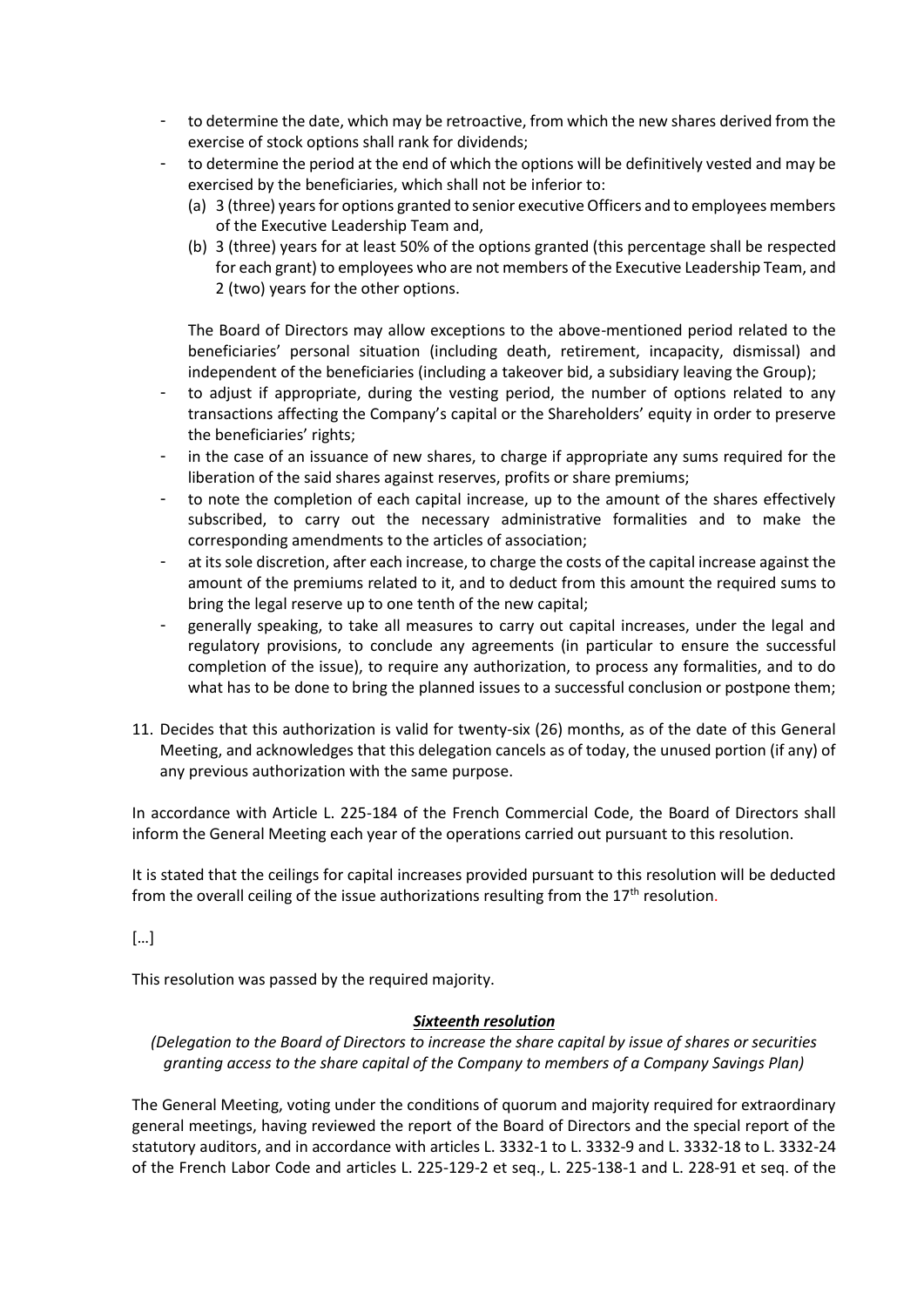- to determine the date, which may be retroactive, from which the new shares derived from the exercise of stock options shall rank for dividends;
- to determine the period at the end of which the options will be definitively vested and may be exercised by the beneficiaries, which shall not be inferior to:
  - (a) 3 (three) years for options granted to senior executive Officers and to employees members of the Executive Leadership Team and,
  - (b) 3 (three) years for at least 50% of the options granted (this percentage shall be respected for each grant) to employees who are not members of the Executive Leadership Team, and 2 (two) years for the other options.

  The Board of Directors may allow exceptions to the above-mentioned period related to the beneficiaries' personal situation (including death, retirement, incapacity, dismissal) and independent of the beneficiaries (including a takeover bid, a subsidiary leaving the Group);
- to adjust if appropriate, during the vesting period, the number of options related to any transactions affecting the Company's capital or the Shareholders' equity in order to preserve the beneficiaries' rights;
- in the case of an issuance of new shares, to charge if appropriate any sums required for the liberation of the said shares against reserves, profits or share premiums;
- to note the completion of each capital increase, up to the amount of the shares effectively subscribed, to carry out the necessary administrative formalities and to make the corresponding amendments to the articles of association;
- at its sole discretion, after each increase, to charge the costs of the capital increase against the amount of the premiums related to it, and to deduct from this amount the required sums to bring the legal reserve up to one tenth of the new capital;
- generally speaking, to take all measures to carry out capital increases, under the legal and regulatory provisions, to conclude any agreements (in particular to ensure the successful completion of the issue), to require any authorization, to process any formalities, and to do what has to be done to bring the planned issues to a successful conclusion or postpone them;

11. Decides that this authorization is valid for twenty-six (26) months, as of the date of this General Meeting, and acknowledges that this delegation cancels as of today, the unused portion (if any) of any previous authorization with the same purpose.

In accordance with Article L. 225-184 of the French Commercial Code, the Board of Directors shall inform the General Meeting each year of the operations carried out pursuant to this resolution.

It is stated that the ceilings for capital increases provided pursuant to this resolution will be deducted from the overall ceiling of the issue authorizations resulting from the 17th resolution.

[…]

This resolution was passed by the required majority.

***Sixteenth resolution***

*(Delegation to the Board of Directors to increase the share capital by issue of shares or securities granting access to the share capital of the Company to members of a Company Savings Plan)*

The General Meeting, voting under the conditions of quorum and majority required for extraordinary general meetings, having reviewed the report of the Board of Directors and the special report of the statutory auditors, and in accordance with articles L. 3332-1 to L. 3332-9 and L. 3332-18 to L. 3332-24 of the French Labor Code and articles L. 225-129-2 et seq., L. 225-138-1 and L. 228-91 et seq. of the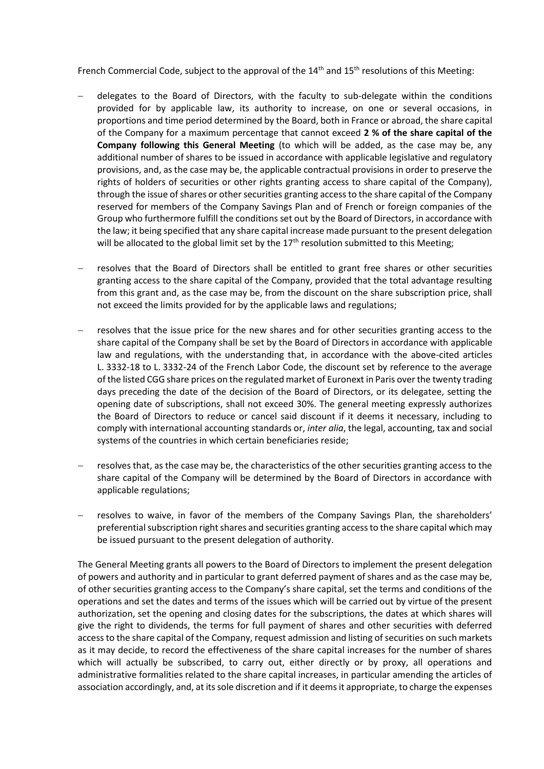French Commercial Code, subject to the approval of the 14th and 15th resolutions of this Meeting:

- delegates to the Board of Directors, with the faculty to sub-delegate within the conditions provided for by applicable law, its authority to increase, on one or several occasions, in proportions and time period determined by the Board, both in France or abroad, the share capital of the Company for a maximum percentage that cannot exceed **2 % of the share capital of the Company following this General Meeting** (to which will be added, as the case may be, any additional number of shares to be issued in accordance with applicable legislative and regulatory provisions, and, as the case may be, the applicable contractual provisions in order to preserve the rights of holders of securities or other rights granting access to share capital of the Company), through the issue of shares or other securities granting access to the share capital of the Company reserved for members of the Company Savings Plan and of French or foreign companies of the Group who furthermore fulfill the conditions set out by the Board of Directors, in accordance with the law; it being specified that any share capital increase made pursuant to the present delegation will be allocated to the global limit set by the 17th resolution submitted to this Meeting;

- resolves that the Board of Directors shall be entitled to grant free shares or other securities granting access to the share capital of the Company, provided that the total advantage resulting from this grant and, as the case may be, from the discount on the share subscription price, shall not exceed the limits provided for by the applicable laws and regulations;

- resolves that the issue price for the new shares and for other securities granting access to the share capital of the Company shall be set by the Board of Directors in accordance with applicable law and regulations, with the understanding that, in accordance with the above-cited articles L. 3332-18 to L. 3332-24 of the French Labor Code, the discount set by reference to the average of the listed CGG share prices on the regulated market of Euronext in Paris over the twenty trading days preceding the date of the decision of the Board of Directors, or its delegatee, setting the opening date of subscriptions, shall not exceed 30%. The general meeting expressly authorizes the Board of Directors to reduce or cancel said discount if it deems it necessary, including to comply with international accounting standards or, *inter alia*, the legal, accounting, tax and social systems of the countries in which certain beneficiaries reside;

- resolves that, as the case may be, the characteristics of the other securities granting access to the share capital of the Company will be determined by the Board of Directors in accordance with applicable regulations;

- resolves to waive, in favor of the members of the Company Savings Plan, the shareholders' preferential subscription right shares and securities granting access to the share capital which may be issued pursuant to the present delegation of authority.

The General Meeting grants all powers to the Board of Directors to implement the present delegation of powers and authority and in particular to grant deferred payment of shares and as the case may be, of other securities granting access to the Company's share capital, set the terms and conditions of the operations and set the dates and terms of the issues which will be carried out by virtue of the present authorization, set the opening and closing dates for the subscriptions, the dates at which shares will give the right to dividends, the terms for full payment of shares and other securities with deferred access to the share capital of the Company, request admission and listing of securities on such markets as it may decide, to record the effectiveness of the share capital increases for the number of shares which will actually be subscribed, to carry out, either directly or by proxy, all operations and administrative formalities related to the share capital increases, in particular amending the articles of association accordingly, and, at its sole discretion and if it deems it appropriate, to charge the expenses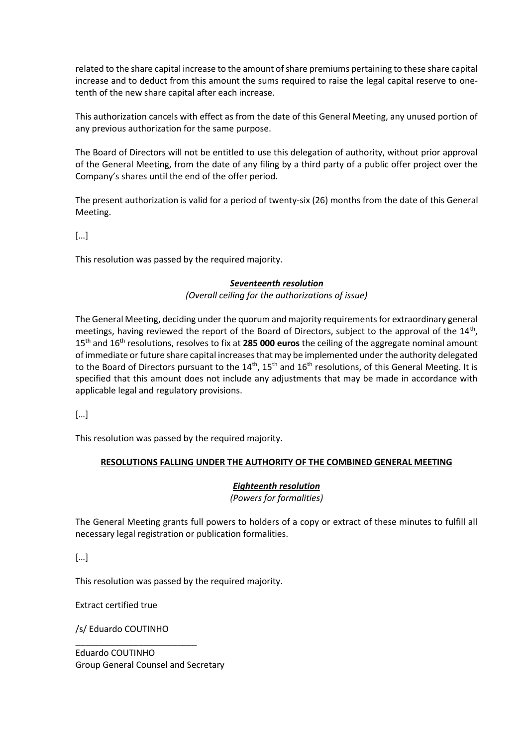related to the share capital increase to the amount of share premiums pertaining to these share capital increase and to deduct from this amount the sums required to raise the legal capital reserve to one-tenth of the new share capital after each increase.

This authorization cancels with effect as from the date of this General Meeting, any unused portion of any previous authorization for the same purpose.

The Board of Directors will not be entitled to use this delegation of authority, without prior approval of the General Meeting, from the date of any filing by a third party of a public offer project over the Company's shares until the end of the offer period.

The present authorization is valid for a period of twenty-six (26) months from the date of this General Meeting.

[…]

This resolution was passed by the required majority.

***Seventeenth resolution***

*(Overall ceiling for the authorizations of issue)*

The General Meeting, deciding under the quorum and majority requirements for extraordinary general meetings, having reviewed the report of the Board of Directors, subject to the approval of the 14th, 15th and 16th resolutions, resolves to fix at **285 000 euros** the ceiling of the aggregate nominal amount of immediate or future share capital increases that may be implemented under the authority delegated to the Board of Directors pursuant to the 14th, 15th and 16th resolutions, of this General Meeting. It is specified that this amount does not include any adjustments that may be made in accordance with applicable legal and regulatory provisions.

[…]

This resolution was passed by the required majority.

**RESOLUTIONS FALLING UNDER THE AUTHORITY OF THE COMBINED GENERAL MEETING**

***Eighteenth resolution***

*(Powers for formalities)*

The General Meeting grants full powers to holders of a copy or extract of these minutes to fulfill all necessary legal registration or publication formalities.

[…]

This resolution was passed by the required majority.

Extract certified true

/s/ Eduardo COUTINHO

\_\_\_\_\_\_\_\_\_\_\_\_\_\_\_\_\_\_\_\_\_\_\_\_\_

Eduardo COUTINHO
Group General Counsel and Secretary